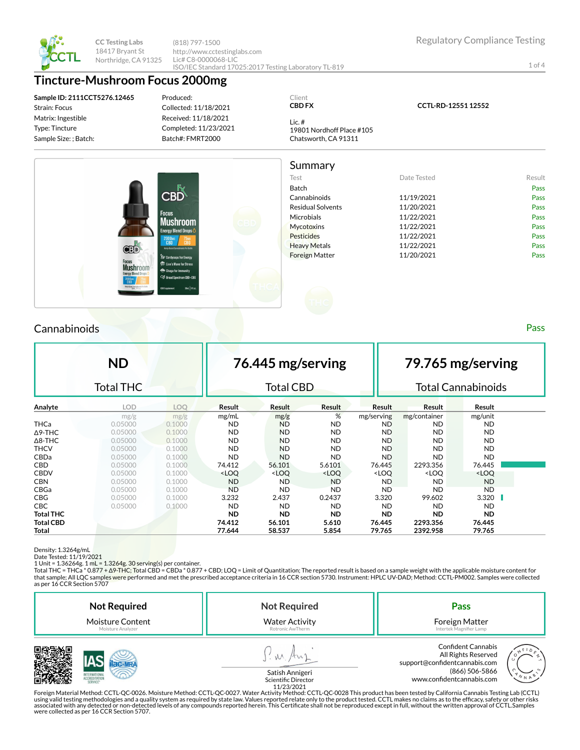CC Testing Labs
18417 Bryant St
Northridge, CA 91325

(818) 797-1500
http://www.cctestinglabs.com
Lic# C8-0000068-LIC
ISO/IEC Standard 17025:2017 Testing Laboratory TL-819

Regulatory Compliance Testing

# Tincture-Mushroom Focus 2000mg

**Sample ID: 2111CCT5276.12465**
Strain: Focus
Matrix: Ingestible
Type: Tincture
Sample Size: ; Batch:

Produced:
Collected: 11/18/2021
Received: 11/18/2021
Completed: 11/23/2021
Batch#: FMRT2000

Client
**CBD FX**
Lic. #
19801 Nordhoff Place #105
Chatsworth, CA 91311

**CCTL-RD-12551 12552**

## Summary

| Test | Date Tested | Result |
|---|---|---|
| Batch | | Pass |
| Cannabinoids | 11/19/2021 | Pass |
| Residual Solvents | 11/20/2021 | Pass |
| Microbials | 11/22/2021 | Pass |
| Mycotoxins | 11/22/2021 | Pass |
| Pesticides | 11/22/2021 | Pass |
| Heavy Metals | 11/22/2021 | Pass |
| Foreign Matter | 11/20/2021 | Pass |

## Cannabinoids

Pass

| **ND** | **76.445 mg/serving** | **79.765 mg/serving** |
|---|---|---|
| Total THC | Total CBD | Total Cannabinoids |

| Analyte | LOD | LOQ | Result | Result | Result | Result | Result | Result |
|---|---|---|---|---|---|---|---|---|
| | mg/g | mg/g | mg/mL | mg/g | % | mg/serving | mg/container | mg/unit |
| THCa | 0.05000 | 0.1000 | ND | ND | ND | ND | ND | ND |
| Δ9-THC | 0.05000 | 0.1000 | ND | ND | ND | ND | ND | ND |
| Δ8-THC | 0.05000 | 0.1000 | ND | ND | ND | ND | ND | ND |
| THCV | 0.05000 | 0.1000 | ND | ND | ND | ND | ND | ND |
| CBDa | 0.05000 | 0.1000 | ND | ND | ND | ND | ND | ND |
| CBD | 0.05000 | 0.1000 | 74.412 | 56.101 | 5.6101 | 76.445 | 2293.356 | 76.445 |
| CBDV | 0.05000 | 0.1000 | <LOQ | <LOQ | <LOQ | <LOQ | <LOQ | <LOQ |
| CBN | 0.05000 | 0.1000 | ND | ND | ND | ND | ND | ND |
| CBGa | 0.05000 | 0.1000 | ND | ND | ND | ND | ND | ND |
| CBG | 0.05000 | 0.1000 | 3.232 | 2.437 | 0.2437 | 3.320 | 99.602 | 3.320 |
| CBC | 0.05000 | 0.1000 | ND | ND | ND | ND | ND | ND |
| **Total THC** | | | **ND** | **ND** | **ND** | **ND** | **ND** | **ND** |
| **Total CBD** | | | **74.412** | **56.101** | **5.610** | **76.445** | **2293.356** | **76.445** |
| **Total** | | | **77.644** | **58.537** | **5.854** | **79.765** | **2392.958** | **79.765** |

Density: 1.3264g/mL
Date Tested: 11/19/2021
1 Unit = 1.36264g. 1 mL = 1.3264g. 30 serving(s) per container.
Total THC = THCa * 0.877 + Δ9-THC; Total CBD = CBDa * 0.877 + CBD; LOQ = Limit of Quantitation; The reported result is based on a sample weight with the applicable moisture content for that sample; All LQC samples were performed and met the prescribed acceptance criteria in 16 CCR section 5730. Instrument: HPLC UV-DAD; Method: CCTL-PM002. Samples were collected as per 16 CCR Section 5707

| **Not Required** | **Not Required** | **Pass** |
|---|---|---|
| Moisture Content | Water Activity | Foreign Matter |
| Moisture Analyzer | Rotronic AwTherm | Intertek Magnifier Lamp |

Satish Annigeri
Scientific Director
11/23/2021

Confident Cannabis
All Rights Reserved
support@confidentcannabis.com
(866) 506-5866
www.confidentcannabis.com

Foreign Material Method: CCTL-QC-0026. Moisture Method: CCTL-QC-0027. Water Activity Method: CCTL-QC-0028 This product has been tested by California Cannabis Testing Lab (CCTL) using valid testing methodologies and a quality system as required by state law. Values reported relate only to the product tested. CCTL makes no claims as to the efficacy, safety or other risks associated with any detected or non-detected levels of any compounds reported herein. This Certificate shall not be reproduced except in full, without the written approval of CCTL.Samples were collected as per 16 CCR Section 5707.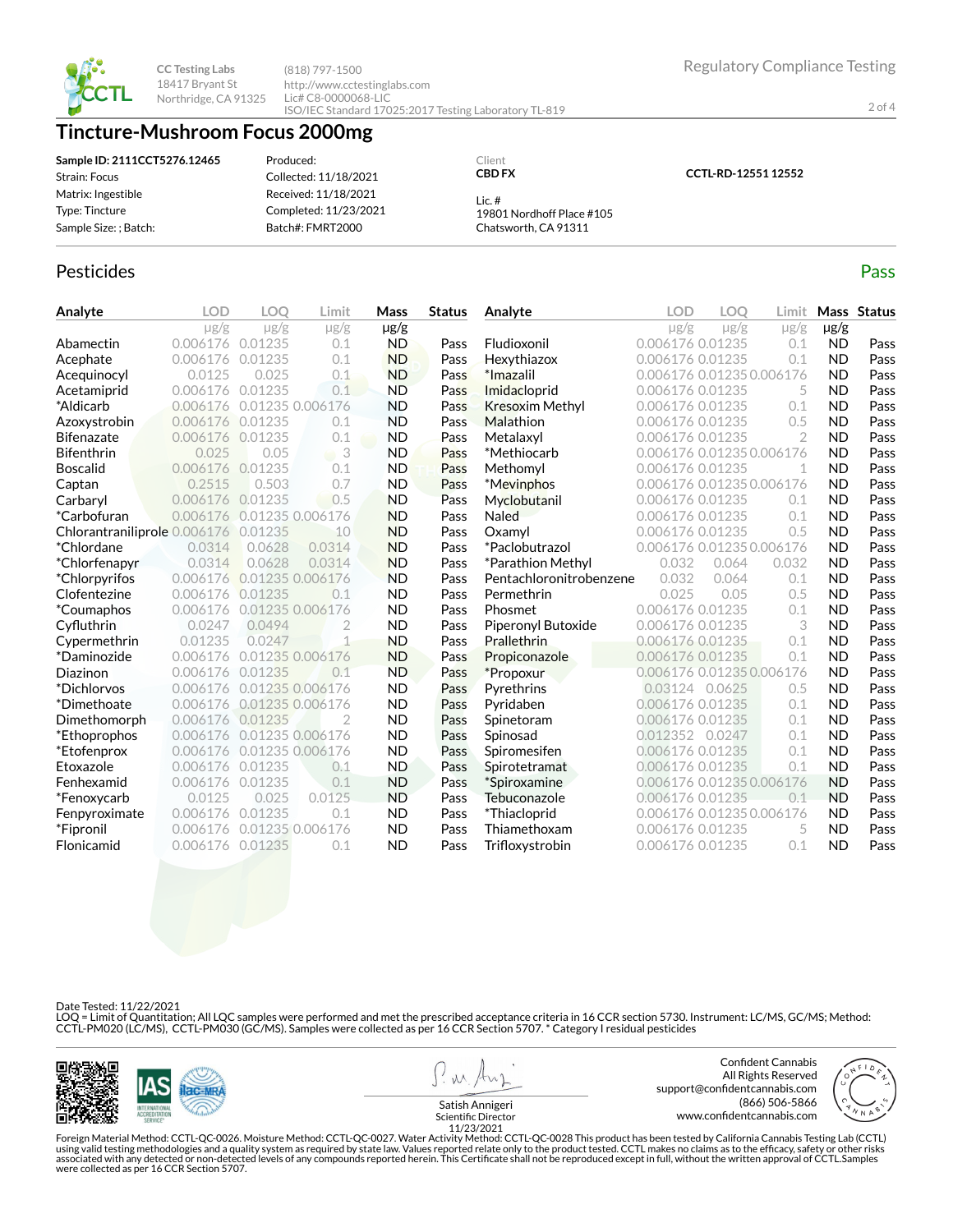CC Testing Labs
18417 Bryant St
Northridge, CA 91325

(818) 797-1500
http://www.cctestinglabs.com
Lic# C8-0000068-LIC
ISO/IEC Standard 17025:2017 Testing Laboratory TL-819

Regulatory Compliance Testing

# Tincture-Mushroom Focus 2000mg

| | | | |
|---|---|---|---|
| **Sample ID: 2111CCT5276.12465** | Produced: | Client | **CCTL-RD-12551 12552** |
| Strain: Focus | Collected: 11/18/2021 | **CBD FX** | |
| Matrix: Ingestible | Received: 11/18/2021 | Lic. # | |
| Type: Tincture | Completed: 11/23/2021 | 19801 Nordhoff Place #105 | |
| Sample Size: ; Batch: | Batch#: FMRT2000 | Chatsworth, CA 91311 | |

## Pesticides

**Pass**

| Analyte | LOD μg/g | LOQ μg/g | Limit μg/g | Mass μg/g | Status |
|---|---|---|---|---|---|
| Abamectin | 0.006176 | 0.01235 | 0.1 | ND | Pass |
| Acephate | 0.006176 | 0.01235 | 0.1 | ND | Pass |
| Acequinocyl | 0.0125 | 0.025 | 0.1 | ND | Pass |
| Acetamiprid | 0.006176 | 0.01235 | 0.1 | ND | Pass |
| *Aldicarb | 0.006176 | 0.01235 | 0.006176 | ND | Pass |
| Azoxystrobin | 0.006176 | 0.01235 | 0.1 | ND | Pass |
| Bifenazate | 0.006176 | 0.01235 | 0.1 | ND | Pass |
| Bifenthrin | 0.025 | 0.05 | 3 | ND | Pass |
| Boscalid | 0.006176 | 0.01235 | 0.1 | ND | Pass |
| Captan | 0.2515 | 0.503 | 0.7 | ND | Pass |
| Carbaryl | 0.006176 | 0.01235 | 0.5 | ND | Pass |
| *Carbofuran | 0.006176 | 0.01235 | 0.006176 | ND | Pass |
| Chlorantraniliprole | 0.006176 | 0.01235 | 10 | ND | Pass |
| *Chlordane | 0.0314 | 0.0628 | 0.0314 | ND | Pass |
| *Chlorfenapyr | 0.0314 | 0.0628 | 0.0314 | ND | Pass |
| *Chlorpyrifos | 0.006176 | 0.01235 | 0.006176 | ND | Pass |
| Clofentezine | 0.006176 | 0.01235 | 0.1 | ND | Pass |
| *Coumaphos | 0.006176 | 0.01235 | 0.006176 | ND | Pass |
| Cyfluthrin | 0.0247 | 0.0494 | 2 | ND | Pass |
| Cypermethrin | 0.01235 | 0.0247 | 1 | ND | Pass |
| *Daminozide | 0.006176 | 0.01235 | 0.006176 | ND | Pass |
| Diazinon | 0.006176 | 0.01235 | 0.1 | ND | Pass |
| *Dichlorvos | 0.006176 | 0.01235 | 0.006176 | ND | Pass |
| *Dimethoate | 0.006176 | 0.01235 | 0.006176 | ND | Pass |
| Dimethomorph | 0.006176 | 0.01235 | 2 | ND | Pass |
| *Ethoprophos | 0.006176 | 0.01235 | 0.006176 | ND | Pass |
| *Etofenprox | 0.006176 | 0.01235 | 0.006176 | ND | Pass |
| Etoxazole | 0.006176 | 0.01235 | 0.1 | ND | Pass |
| Fenhexamid | 0.006176 | 0.01235 | 0.1 | ND | Pass |
| *Fenoxycarb | 0.0125 | 0.025 | 0.0125 | ND | Pass |
| Fenpyroximate | 0.006176 | 0.01235 | 0.1 | ND | Pass |
| *Fipronil | 0.006176 | 0.01235 | 0.006176 | ND | Pass |
| Flonicamid | 0.006176 | 0.01235 | 0.1 | ND | Pass |
| Fludioxonil | 0.006176 | 0.01235 | 0.1 | ND | Pass |
| Hexythiazox | 0.006176 | 0.01235 | 0.1 | ND | Pass |
| *Imazalil | 0.006176 | 0.01235 | 0.006176 | ND | Pass |
| Imidacloprid | 0.006176 | 0.01235 | 5 | ND | Pass |
| Kresoxim Methyl | 0.006176 | 0.01235 | 0.1 | ND | Pass |
| Malathion | 0.006176 | 0.01235 | 0.5 | ND | Pass |
| Metalaxyl | 0.006176 | 0.01235 | 2 | ND | Pass |
| *Methiocarb | 0.006176 | 0.01235 | 0.006176 | ND | Pass |
| Methomyl | 0.006176 | 0.01235 | 1 | ND | Pass |
| *Mevinphos | 0.006176 | 0.01235 | 0.006176 | ND | Pass |
| Myclobutanil | 0.006176 | 0.01235 | 0.1 | ND | Pass |
| Naled | 0.006176 | 0.01235 | 0.1 | ND | Pass |
| Oxamyl | 0.006176 | 0.01235 | 0.5 | ND | Pass |
| *Paclobutrazol | 0.006176 | 0.01235 | 0.006176 | ND | Pass |
| *Parathion Methyl | 0.032 | 0.064 | 0.032 | ND | Pass |
| Pentachloronitrobenzene | 0.032 | 0.064 | 0.1 | ND | Pass |
| Permethrin | 0.025 | 0.05 | 0.5 | ND | Pass |
| Phosmet | 0.006176 | 0.01235 | 0.1 | ND | Pass |
| Piperonyl Butoxide | 0.006176 | 0.01235 | 3 | ND | Pass |
| Prallethrin | 0.006176 | 0.01235 | 0.1 | ND | Pass |
| Propiconazole | 0.006176 | 0.01235 | 0.1 | ND | Pass |
| *Propoxur | 0.006176 | 0.01235 | 0.006176 | ND | Pass |
| Pyrethrins | 0.03124 | 0.0625 | 0.5 | ND | Pass |
| Pyridaben | 0.006176 | 0.01235 | 0.1 | ND | Pass |
| Spinetoram | 0.006176 | 0.01235 | 0.1 | ND | Pass |
| Spinosad | 0.012352 | 0.0247 | 0.1 | ND | Pass |
| Spiromesifen | 0.006176 | 0.01235 | 0.1 | ND | Pass |
| Spirotetramat | 0.006176 | 0.01235 | 0.1 | ND | Pass |
| *Spiroxamine | 0.006176 | 0.01235 | 0.006176 | ND | Pass |
| Tebuconazole | 0.006176 | 0.01235 | 0.1 | ND | Pass |
| *Thiacloprid | 0.006176 | 0.01235 | 0.006176 | ND | Pass |
| Thiamethoxam | 0.006176 | 0.01235 | 5 | ND | Pass |
| Trifloxystrobin | 0.006176 | 0.01235 | 0.1 | ND | Pass |

Date Tested: 11/22/2021
LOQ = Limit of Quantitation; All LQC samples were performed and met the prescribed acceptance criteria in 16 CCR section 5730. Instrument: LC/MS, GC/MS; Method: CCTL-PM020 (LC/MS), CCTL-PM030 (GC/MS). Samples were collected as per 16 CCR Section 5707. * Category I residual pesticides

Satish Annigeri
Scientific Director
11/23/2021

Confident Cannabis
All Rights Reserved
support@confidentcannabis.com
(866) 506-5866
www.confidentcannabis.com

Foreign Material Method: CCTL-QC-0026. Moisture Method: CCTL-QC-0027. Water Activity Method: CCTL-QC-0028 This product has been tested by California Cannabis Testing Lab (CCTL) using valid testing methodologies and a quality system as required by state law. Values reported relate only to the product tested. CCTL makes no claims as to the efficacy, safety or other risks associated with any detected or non-detected levels of any compounds reported herein. This Certificate shall not be reproduced except in full, without the written approval of CCTL.Samples were collected as per 16 CCR Section 5707.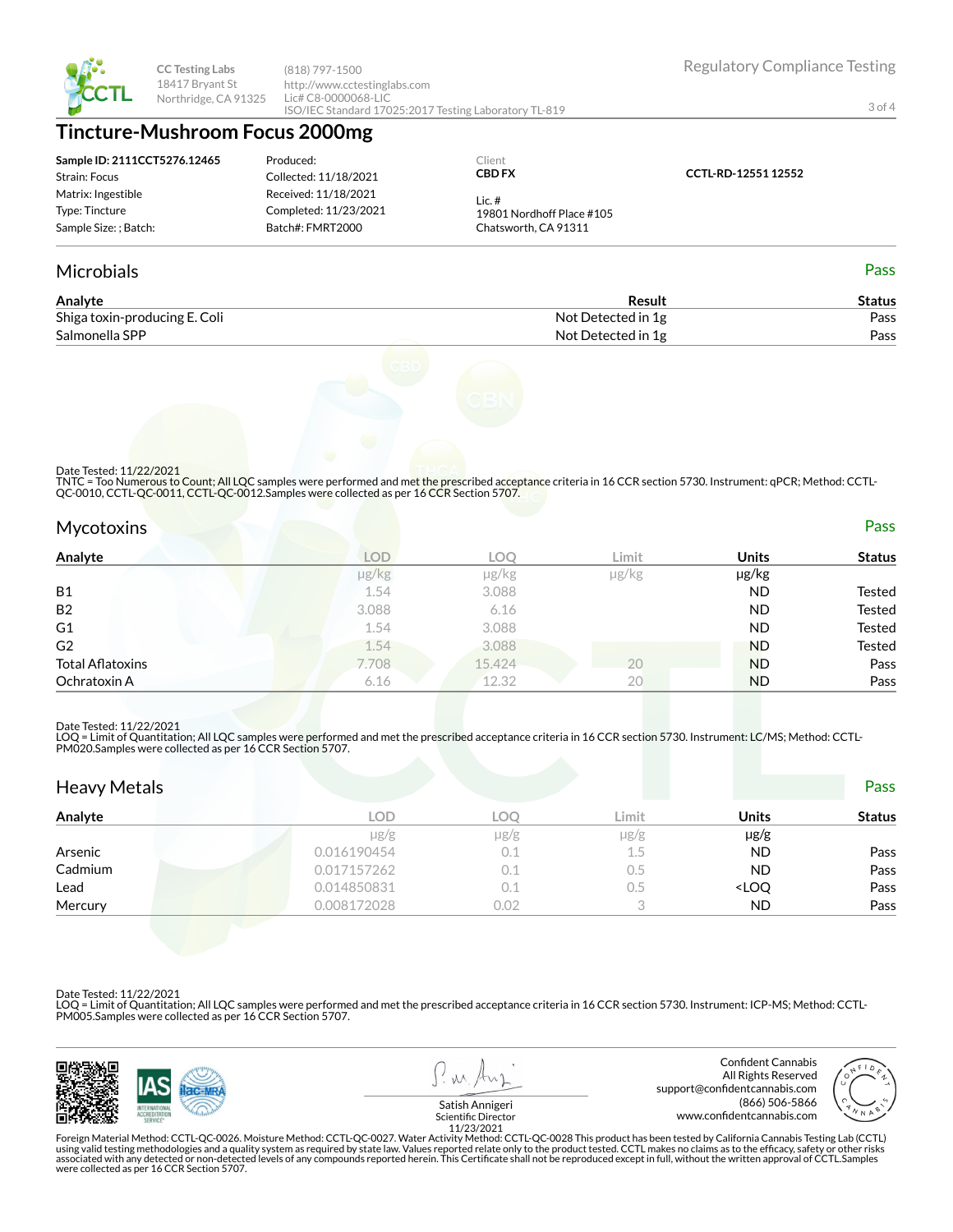CC Testing Labs
18417 Bryant St
Northridge, CA 91325

(818) 797-1500
http://www.cctestinglabs.com
Lic# C8-0000068-LIC
ISO/IEC Standard 17025:2017 Testing Laboratory TL-819

Regulatory Compliance Testing

# Tincture-Mushroom Focus 2000mg

**Sample ID: 2111CCT5276.12465**
Strain: Focus
Matrix: Ingestible
Type: Tincture
Sample Size: ; Batch:

Produced:
Collected: 11/18/2021
Received: 11/18/2021
Completed: 11/23/2021
Batch#: FMRT2000

Client
**CBD FX**
Lic. #
19801 Nordhoff Place #105
Chatsworth, CA 91311

**CCTL-RD-12551 12552**

## Microbials

Pass

| Analyte | Result | Status |
|---|---|---|
| Shiga toxin-producing E. Coli | Not Detected in 1g | Pass |
| Salmonella SPP | Not Detected in 1g | Pass |

Date Tested: 11/22/2021
TNTC = Too Numerous to Count; All LQC samples were performed and met the prescribed acceptance criteria in 16 CCR section 5730. Instrument: qPCR; Method: CCTL-QC-0010, CCTL-QC-0011, CCTL-QC-0012.Samples were collected as per 16 CCR Section 5707.

## Mycotoxins

Pass

| Analyte | LOD | LOQ | Limit | Units | Status |
|---|---|---|---|---|---|
| | μg/kg | μg/kg | μg/kg | μg/kg | |
| B1 | 1.54 | 3.088 | | ND | Tested |
| B2 | 3.088 | 6.16 | | ND | Tested |
| G1 | 1.54 | 3.088 | | ND | Tested |
| G2 | 1.54 | 3.088 | | ND | Tested |
| Total Aflatoxins | 7.708 | 15.424 | 20 | ND | Pass |
| Ochratoxin A | 6.16 | 12.32 | 20 | ND | Pass |

Date Tested: 11/22/2021
LOQ = Limit of Quantitation; All LQC samples were performed and met the prescribed acceptance criteria in 16 CCR section 5730. Instrument: LC/MS; Method: CCTL-PM020.Samples were collected as per 16 CCR Section 5707.

## Heavy Metals

Pass

| Analyte | LOD | LOQ | Limit | Units | Status |
|---|---|---|---|---|---|
| | μg/g | μg/g | μg/g | μg/g | |
| Arsenic | 0.016190454 | 0.1 | 1.5 | ND | Pass |
| Cadmium | 0.017157262 | 0.1 | 0.5 | ND | Pass |
| Lead | 0.014850831 | 0.1 | 0.5 | <LOQ | Pass |
| Mercury | 0.008172028 | 0.02 | 3 | ND | Pass |

Date Tested: 11/22/2021
LOQ = Limit of Quantitation; All LQC samples were performed and met the prescribed acceptance criteria in 16 CCR section 5730. Instrument: ICP-MS; Method: CCTL-PM005.Samples were collected as per 16 CCR Section 5707.

Satish Annigeri
Scientific Director
11/23/2021

Confident Cannabis
All Rights Reserved
support@confidentcannabis.com
(866) 506-5866
www.confidentcannabis.com

Foreign Material Method: CCTL-QC-0026. Moisture Method: CCTL-QC-0027. Water Activity Method: CCTL-QC-0028 This product has been tested by California Cannabis Testing Lab (CCTL) using valid testing methodologies and a quality system as required by state law. Values reported relate only to the product tested. CCTL makes no claims as to the efficacy, safety or other risks associated with any detected or non-detected levels of any compounds reported herein. This Certificate shall not be reproduced except in full, without the written approval of CCTL.Samples were collected as per 16 CCR Section 5707.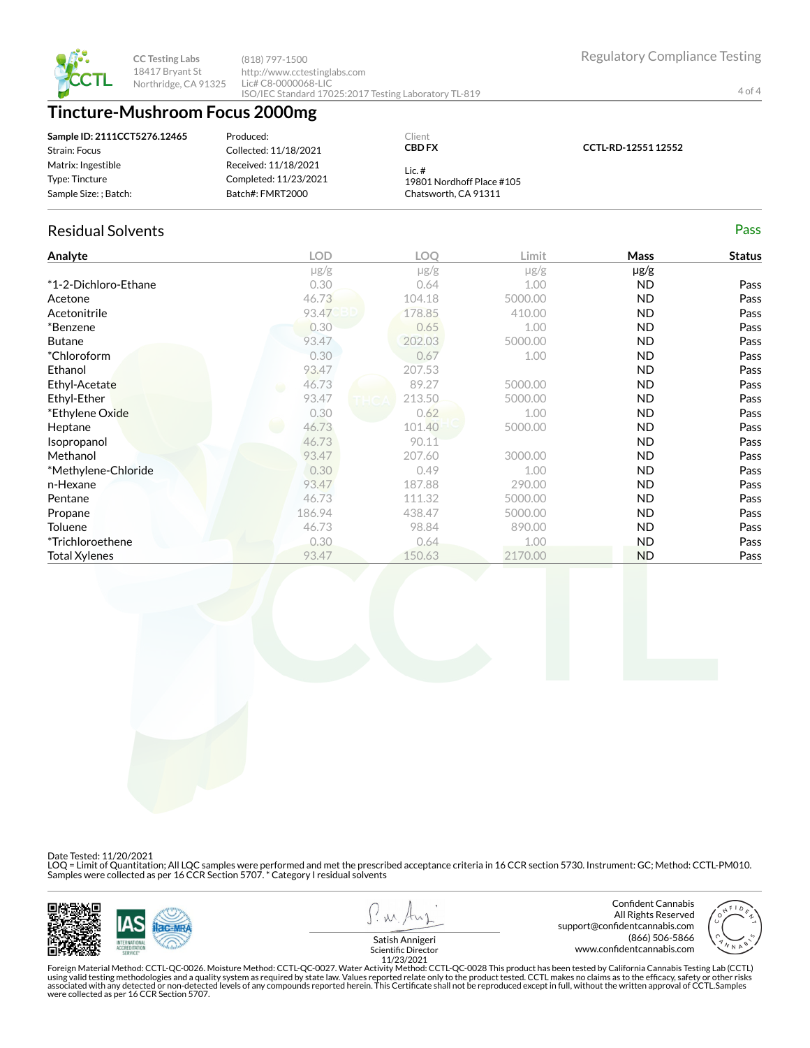CC Testing Labs
18417 Bryant St
Northridge, CA 91325

(818) 797-1500
http://www.cctestinglabs.com
Lic# C8-0000068-LIC
ISO/IEC Standard 17025:2017 Testing Laboratory TL-819

Regulatory Compliance Testing

# Tincture-Mushroom Focus 2000mg

**Sample ID: 2111CCT5276.12465**
Strain: Focus
Matrix: Ingestible
Type: Tincture
Sample Size: ; Batch:

Produced:
Collected: 11/18/2021
Received: 11/18/2021
Completed: 11/23/2021
Batch#: FMRT2000

Client
**CBD FX**
Lic. #
19801 Nordhoff Place #105
Chatsworth, CA 91311

**CCTL-RD-12551 12552**

## Residual Solvents

Pass

| Analyte | LOD | LOQ | Limit | Mass | Status |
|---|---|---|---|---|---|
| | μg/g | μg/g | μg/g | μg/g | |
| *1-2-Dichloro-Ethane | 0.30 | 0.64 | 1.00 | ND | Pass |
| Acetone | 46.73 | 104.18 | 5000.00 | ND | Pass |
| Acetonitrile | 93.47 | 178.85 | 410.00 | ND | Pass |
| *Benzene | 0.30 | 0.65 | 1.00 | ND | Pass |
| Butane | 93.47 | 202.03 | 5000.00 | ND | Pass |
| *Chloroform | 0.30 | 0.67 | 1.00 | ND | Pass |
| Ethanol | 93.47 | 207.53 | | ND | Pass |
| Ethyl-Acetate | 46.73 | 89.27 | 5000.00 | ND | Pass |
| Ethyl-Ether | 93.47 | 213.50 | 5000.00 | ND | Pass |
| *Ethylene Oxide | 0.30 | 0.62 | 1.00 | ND | Pass |
| Heptane | 46.73 | 101.40 | 5000.00 | ND | Pass |
| Isopropanol | 46.73 | 90.11 | | ND | Pass |
| Methanol | 93.47 | 207.60 | 3000.00 | ND | Pass |
| *Methylene-Chloride | 0.30 | 0.49 | 1.00 | ND | Pass |
| n-Hexane | 93.47 | 187.88 | 290.00 | ND | Pass |
| Pentane | 46.73 | 111.32 | 5000.00 | ND | Pass |
| Propane | 186.94 | 438.47 | 5000.00 | ND | Pass |
| Toluene | 46.73 | 98.84 | 890.00 | ND | Pass |
| *Trichloroethene | 0.30 | 0.64 | 1.00 | ND | Pass |
| Total Xylenes | 93.47 | 150.63 | 2170.00 | ND | Pass |

Date Tested: 11/20/2021
LOQ = Limit of Quantitation; All LQC samples were performed and met the prescribed acceptance criteria in 16 CCR section 5730. Instrument: GC; Method: CCTL-PM010. Samples were collected as per 16 CCR Section 5707. * Category I residual solvents

Satish Annigeri
Scientific Director
11/23/2021

Confident Cannabis
All Rights Reserved
support@confidentcannabis.com
(866) 506-5866
www.confidentcannabis.com

Foreign Material Method: CCTL-QC-0026. Moisture Method: CCTL-QC-0027. Water Activity Method: CCTL-QC-0028 This product has been tested by California Cannabis Testing Lab (CCTL) using valid testing methodologies and a quality system as required by state law. Values reported relate only to the product tested. CCTL makes no claims as to the efficacy, safety or other risks associated with any detected or non-detected levels of any compounds reported herein. This Certificate shall not be reproduced except in full, without the written approval of CCTL.Samples were collected as per 16 CCR Section 5707.